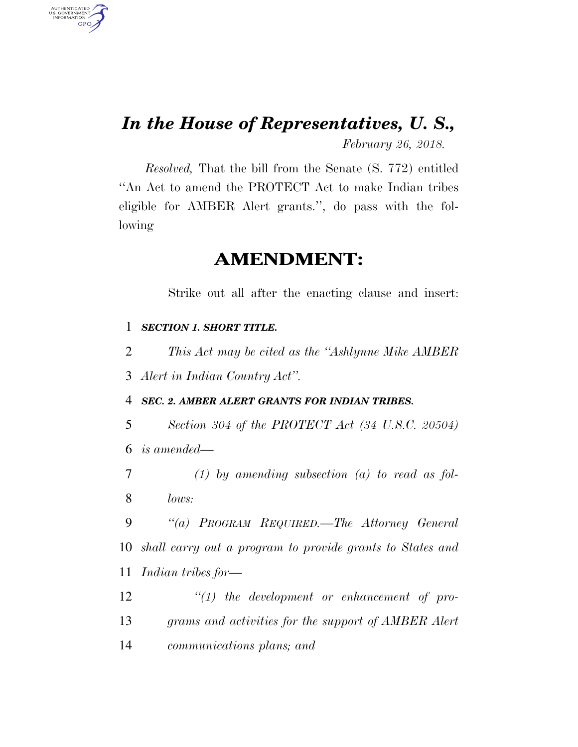# *In the House of Representatives, U. S.,*

*February 26, 2018.*

*Resolved,* That the bill from the Senate (S. 772) entitled ''An Act to amend the PROTECT Act to make Indian tribes eligible for AMBER Alert grants.'', do pass with the following

## AMENDMENT:

Strike out all after the enacting clause and insert:

***SECTION 1. SHORT TITLE.***

*This Act may be cited as the ''Ashlynne Mike AMBER Alert in Indian Country Act''.*

***SEC. 2. AMBER ALERT GRANTS FOR INDIAN TRIBES.***

*Section 304 of the PROTECT Act (34 U.S.C. 20504) is amended—*

*(1) by amending subsection (a) to read as follows:*

*''(a) PROGRAM REQUIRED.—The Attorney General shall carry out a program to provide grants to States and Indian tribes for—*

*''(1) the development or enhancement of programs and activities for the support of AMBER Alert communications plans; and*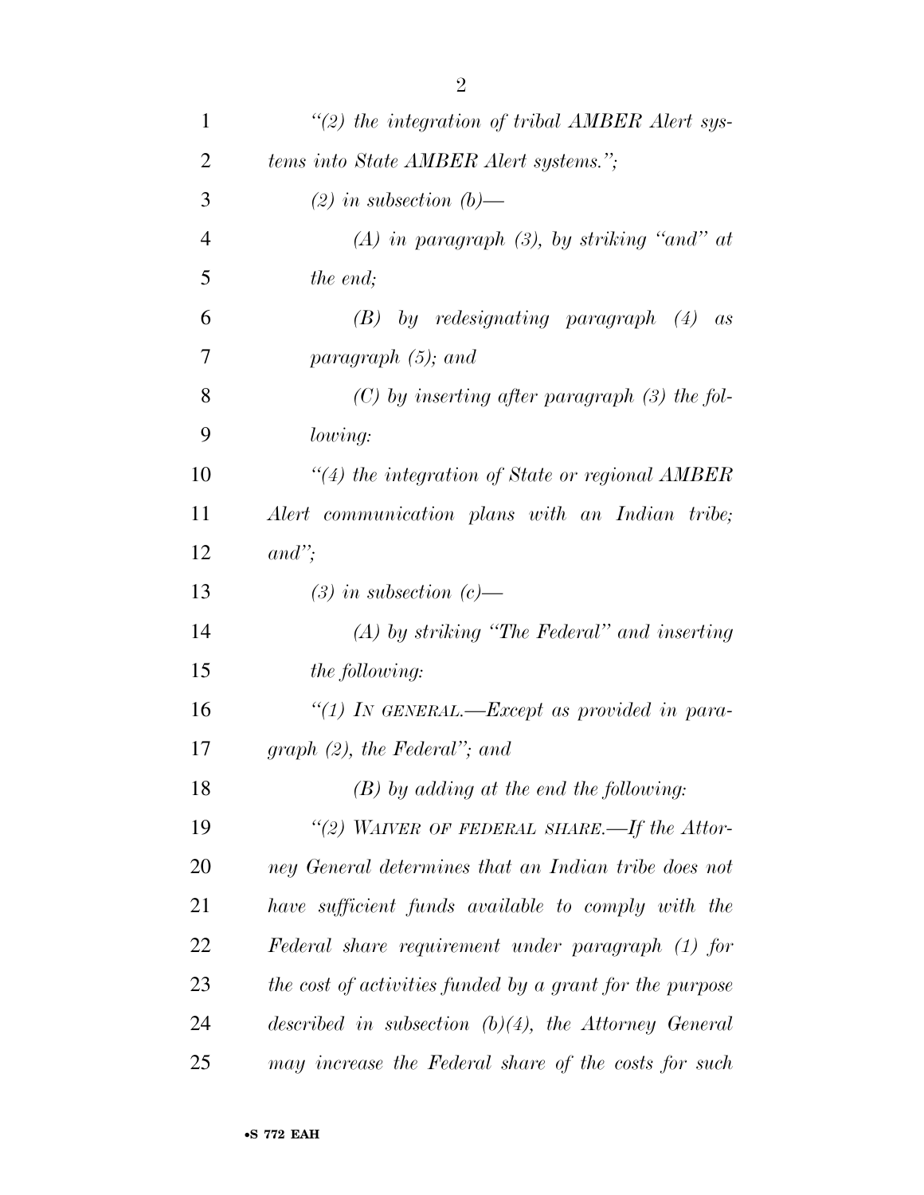*"(2) the integration of tribal AMBER Alert systems into State AMBER Alert systems.";*

*(2) in subsection (b)—*

*(A) in paragraph (3), by striking "and" at the end;*

*(B) by redesignating paragraph (4) as paragraph (5); and*

*(C) by inserting after paragraph (3) the following:*

*"(4) the integration of State or regional AMBER Alert communication plans with an Indian tribe; and";*

*(3) in subsection (c)—*

*(A) by striking "The Federal" and inserting the following:*

*"(1) IN GENERAL.—Except as provided in paragraph (2), the Federal"; and*

*(B) by adding at the end the following:*

*"(2) WAIVER OF FEDERAL SHARE.—If the Attorney General determines that an Indian tribe does not have sufficient funds available to comply with the Federal share requirement under paragraph (1) for the cost of activities funded by a grant for the purpose described in subsection (b)(4), the Attorney General may increase the Federal share of the costs for such*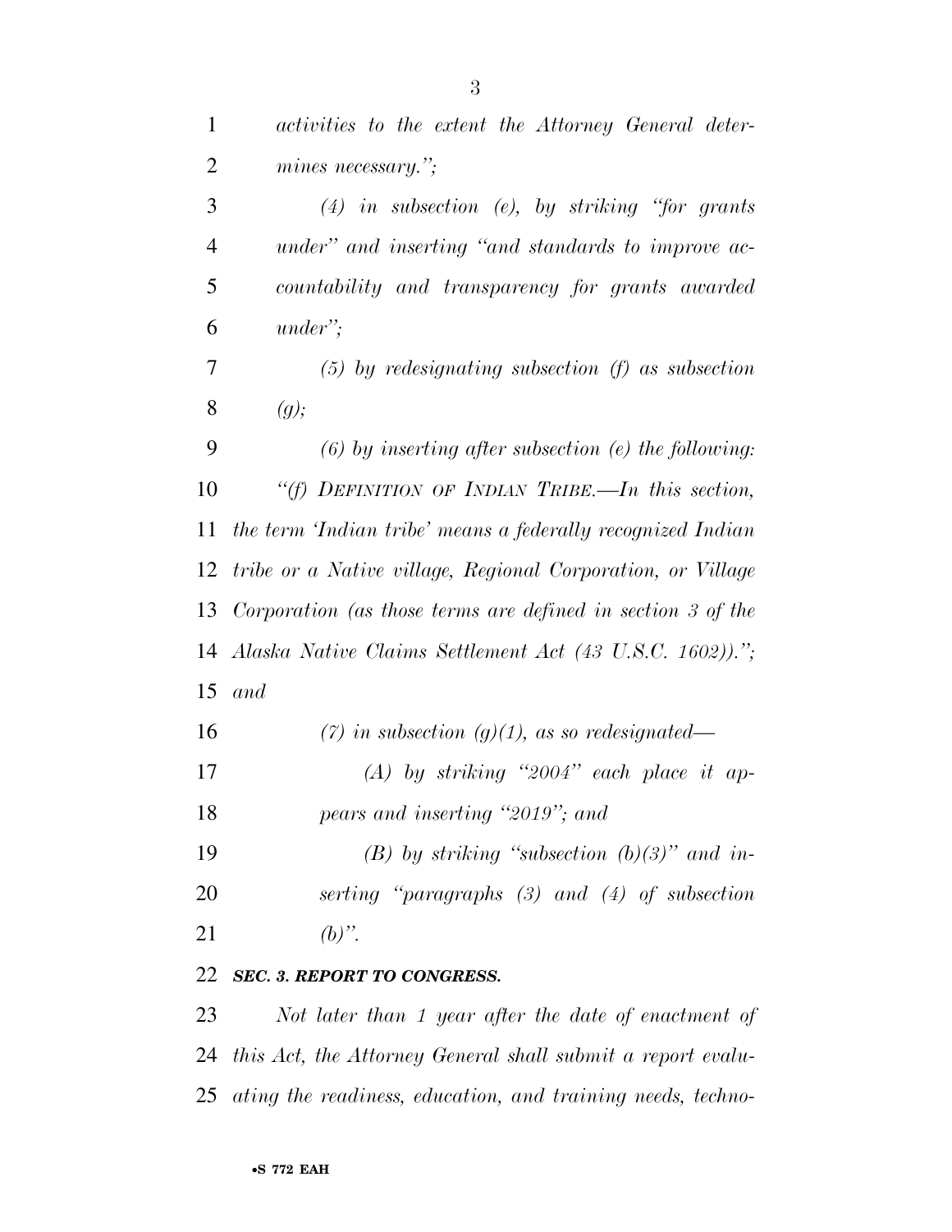*activities to the extent the Attorney General determines necessary.";*

*(4) in subsection (e), by striking "for grants under" and inserting "and standards to improve accountability and transparency for grants awarded under";*

*(5) by redesignating subsection (f) as subsection (g);*

*(6) by inserting after subsection (e) the following:*

*"(f) DEFINITION OF INDIAN TRIBE.—In this section, the term 'Indian tribe' means a federally recognized Indian tribe or a Native village, Regional Corporation, or Village Corporation (as those terms are defined in section 3 of the Alaska Native Claims Settlement Act (43 U.S.C. 1602))."; and*

*(7) in subsection (g)(1), as so redesignated—*

*(A) by striking "2004" each place it appears and inserting "2019"; and*

*(B) by striking "subsection (b)(3)" and inserting "paragraphs (3) and (4) of subsection (b)".*

***SEC. 3. REPORT TO CONGRESS.***

*Not later than 1 year after the date of enactment of this Act, the Attorney General shall submit a report evaluating the readiness, education, and training needs, techno-*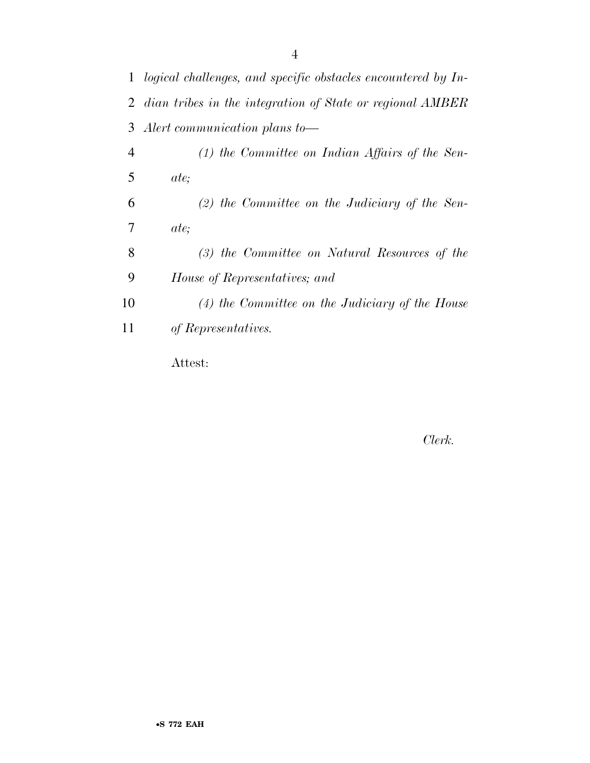*logical challenges, and specific obstacles encountered by Indian tribes in the integration of State or regional AMBER Alert communication plans to—*

*(1) the Committee on Indian Affairs of the Senate;*

*(2) the Committee on the Judiciary of the Senate;*

*(3) the Committee on Natural Resources of the House of Representatives; and*

*(4) the Committee on the Judiciary of the House of Representatives.*

Attest:

*Clerk.*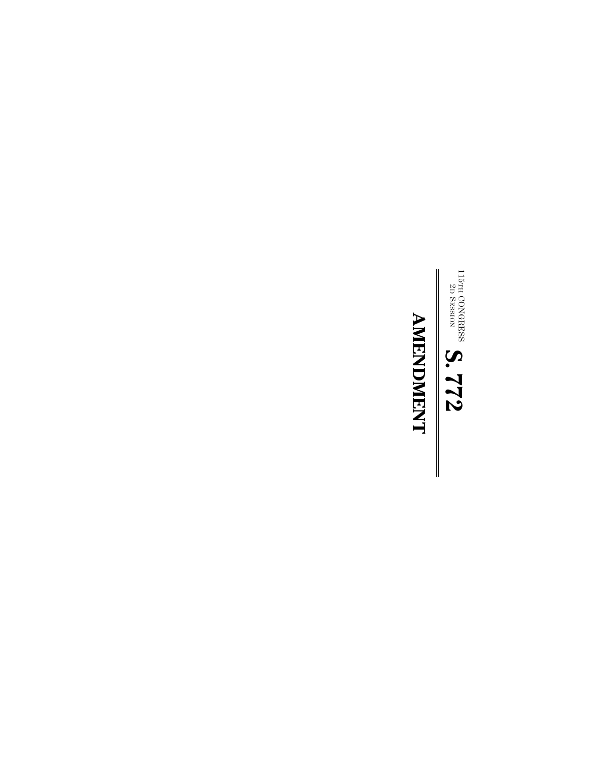115TH CONGRESS
2D SESSION

# S. 772

# AMENDMENT